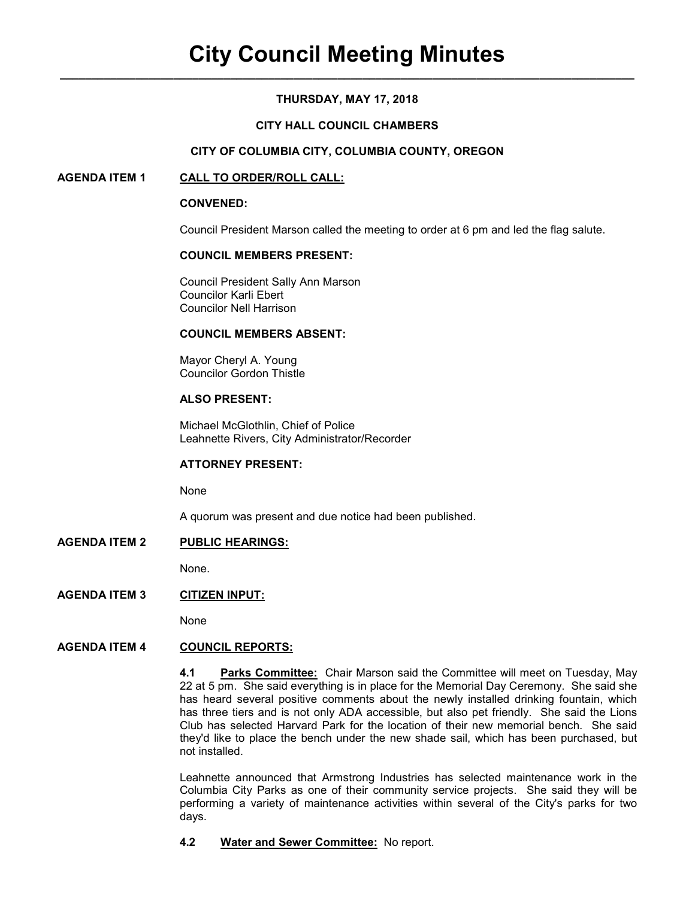# City Council Meeting Minutes

**THURSDAY, MAY 17, 2018**

**CITY HALL COUNCIL CHAMBERS**

**CITY OF COLUMBIA CITY, COLUMBIA COUNTY, OREGON**

## AGENDA ITEM 1 — CALL TO ORDER/ROLL CALL:

**CONVENED:**

Council President Marson called the meeting to order at 6 pm and led the flag salute.

**COUNCIL MEMBERS PRESENT:**

Council President Sally Ann Marson
Councilor Karli Ebert
Councilor Nell Harrison

**COUNCIL MEMBERS ABSENT:**

Mayor Cheryl A. Young
Councilor Gordon Thistle

**ALSO PRESENT:**

Michael McGlothlin, Chief of Police
Leahnette Rivers, City Administrator/Recorder

**ATTORNEY PRESENT:**

None

A quorum was present and due notice had been published.

## AGENDA ITEM 2 — PUBLIC HEARINGS:

None.

## AGENDA ITEM 3 — CITIZEN INPUT:

None

## AGENDA ITEM 4 — COUNCIL REPORTS:

**4.1 Parks Committee:** Chair Marson said the Committee will meet on Tuesday, May 22 at 5 pm. She said everything is in place for the Memorial Day Ceremony. She said she has heard several positive comments about the newly installed drinking fountain, which has three tiers and is not only ADA accessible, but also pet friendly. She said the Lions Club has selected Harvard Park for the location of their new memorial bench. She said they'd like to place the bench under the new shade sail, which has been purchased, but not installed.

Leahnette announced that Armstrong Industries has selected maintenance work in the Columbia City Parks as one of their community service projects. She said they will be performing a variety of maintenance activities within several of the City's parks for two days.

**4.2 Water and Sewer Committee:** No report.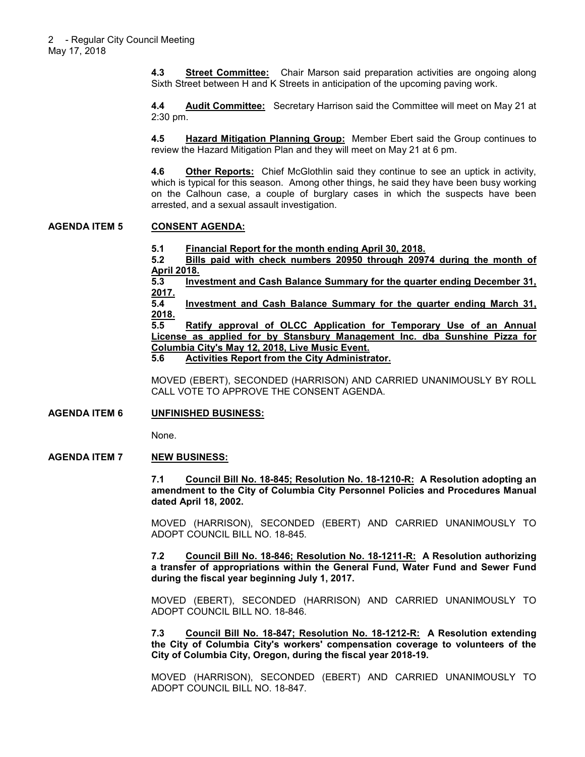**4.3 Street Committee:** Chair Marson said preparation activities are ongoing along Sixth Street between H and K Streets in anticipation of the upcoming paving work.

**4.4 Audit Committee:** Secretary Harrison said the Committee will meet on May 21 at 2:30 pm.

**4.5 Hazard Mitigation Planning Group:** Member Ebert said the Group continues to review the Hazard Mitigation Plan and they will meet on May 21 at 6 pm.

**4.6 Other Reports:** Chief McGlothlin said they continue to see an uptick in activity, which is typical for this season. Among other things, he said they have been busy working on the Calhoun case, a couple of burglary cases in which the suspects have been arrested, and a sexual assault investigation.

## AGENDA ITEM 5 CONSENT AGENDA:

**5.1 Financial Report for the month ending April 30, 2018.**
**5.2 Bills paid with check numbers 20950 through 20974 during the month of April 2018.**
**5.3 Investment and Cash Balance Summary for the quarter ending December 31, 2017.**
**5.4 Investment and Cash Balance Summary for the quarter ending March 31, 2018.**
**5.5 Ratify approval of OLCC Application for Temporary Use of an Annual License as applied for by Stansbury Management Inc. dba Sunshine Pizza for Columbia City's May 12, 2018, Live Music Event.**
**5.6 Activities Report from the City Administrator.**

MOVED (EBERT), SECONDED (HARRISON) AND CARRIED UNANIMOUSLY BY ROLL CALL VOTE TO APPROVE THE CONSENT AGENDA.

## AGENDA ITEM 6 UNFINISHED BUSINESS:

None.

## AGENDA ITEM 7 NEW BUSINESS:

**7.1 Council Bill No. 18-845; Resolution No. 18-1210-R: A Resolution adopting an amendment to the City of Columbia City Personnel Policies and Procedures Manual dated April 18, 2002.**

MOVED (HARRISON), SECONDED (EBERT) AND CARRIED UNANIMOUSLY TO ADOPT COUNCIL BILL NO. 18-845.

**7.2 Council Bill No. 18-846; Resolution No. 18-1211-R: A Resolution authorizing a transfer of appropriations within the General Fund, Water Fund and Sewer Fund during the fiscal year beginning July 1, 2017.**

MOVED (EBERT), SECONDED (HARRISON) AND CARRIED UNANIMOUSLY TO ADOPT COUNCIL BILL NO. 18-846.

**7.3 Council Bill No. 18-847; Resolution No. 18-1212-R: A Resolution extending the City of Columbia City's workers' compensation coverage to volunteers of the City of Columbia City, Oregon, during the fiscal year 2018-19.**

MOVED (HARRISON), SECONDED (EBERT) AND CARRIED UNANIMOUSLY TO ADOPT COUNCIL BILL NO. 18-847.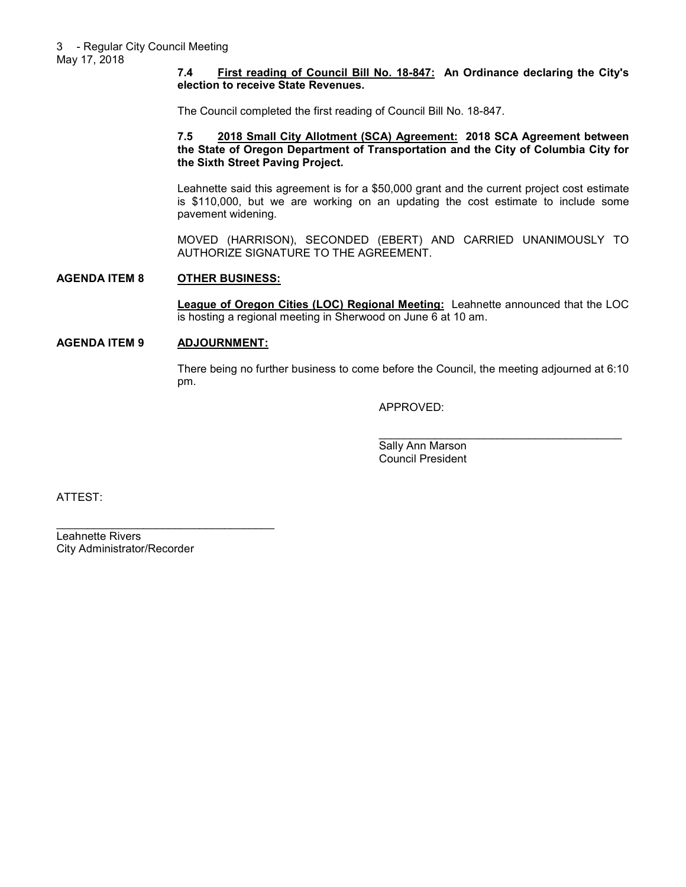**7.4 First reading of Council Bill No. 18-847: An Ordinance declaring the City's election to receive State Revenues.**

The Council completed the first reading of Council Bill No. 18-847.

**7.5 2018 Small City Allotment (SCA) Agreement: 2018 SCA Agreement between the State of Oregon Department of Transportation and the City of Columbia City for the Sixth Street Paving Project.**

Leahnette said this agreement is for a $50,000 grant and the current project cost estimate is $110,000, but we are working on an updating the cost estimate to include some pavement widening.

MOVED (HARRISON), SECONDED (EBERT) AND CARRIED UNANIMOUSLY TO AUTHORIZE SIGNATURE TO THE AGREEMENT.

**AGENDA ITEM 8 OTHER BUSINESS:**

**League of Oregon Cities (LOC) Regional Meeting:** Leahnette announced that the LOC is hosting a regional meeting in Sherwood on June 6 at 10 am.

**AGENDA ITEM 9 ADJOURNMENT:**

There being no further business to come before the Council, the meeting adjourned at 6:10 pm.

APPROVED:

\_\_\_\_\_\_\_\_\_\_\_\_\_\_\_\_\_\_\_\_\_\_\_\_\_\_\_\_\_\_\_\_\_\_\_\_\_\_\_\_
Sally Ann Marson
Council President

ATTEST:

\_\_\_\_\_\_\_\_\_\_\_\_\_\_\_\_\_\_\_\_\_\_\_\_\_\_\_\_\_\_\_\_\_\_\_\_
Leahnette Rivers
City Administrator/Recorder